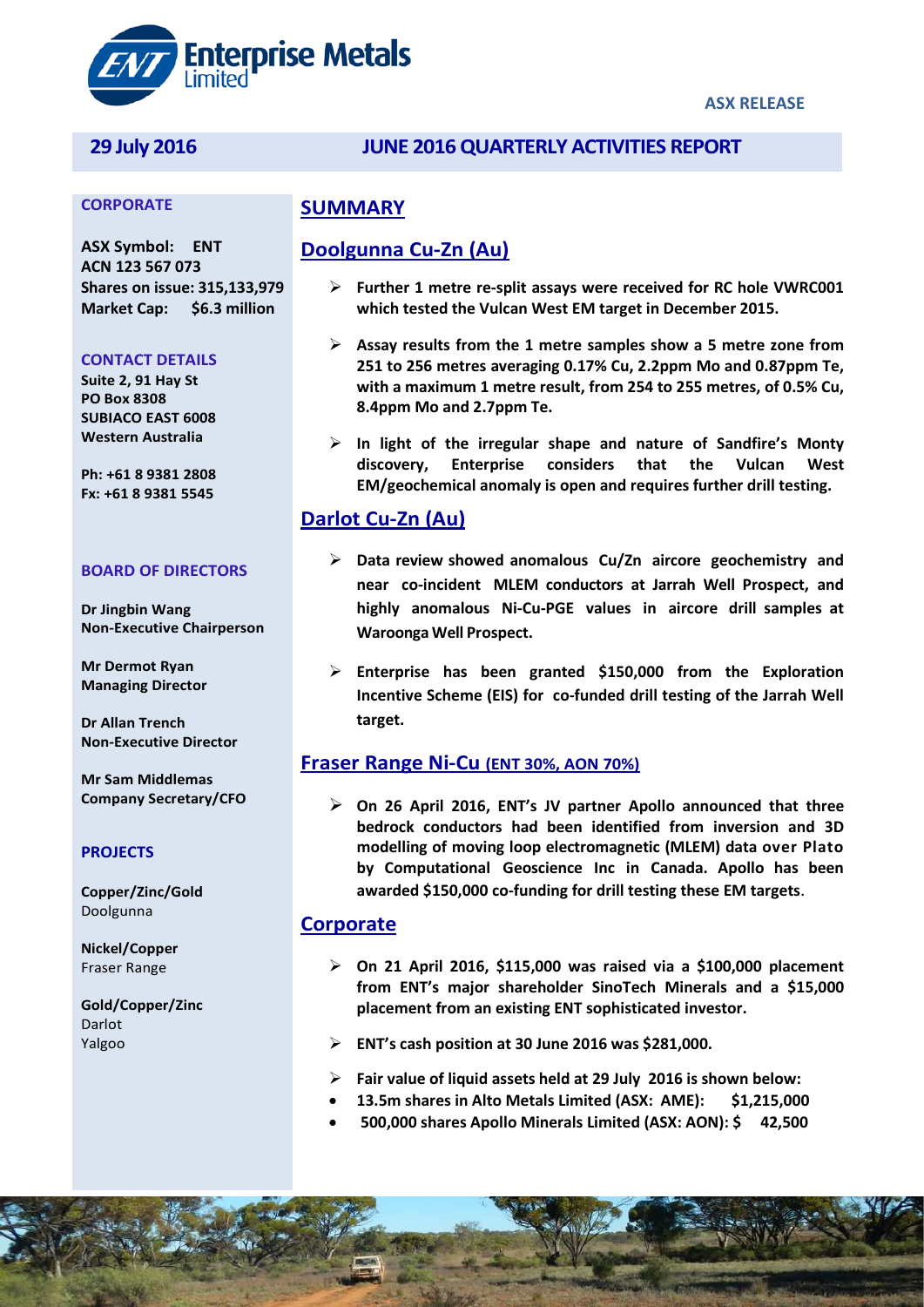Enterprise Metals Limited

ASX RELEASE

**29 July 2016**

# JUNE 2016 QUARTERLY ACTIVITIES REPORT

**CORPORATE**

**ASX Symbol: ENT**
**ACN 123 567 073**
**Shares on issue: 315,133,979**
**Market Cap: $6.3 million**

**CONTACT DETAILS**

**Suite 2, 91 Hay St**
**PO Box 8308**
**SUBIACO EAST 6008**
**Western Australia**

**Ph: +61 8 9381 2808**
**Fx: +61 8 9381 5545**

**BOARD OF DIRECTORS**

**Dr Jingbin Wang**
**Non-Executive Chairperson**

**Mr Dermot Ryan**
**Managing Director**

**Dr Allan Trench**
**Non-Executive Director**

**Mr Sam Middlemas**
**Company Secretary/CFO**

**PROJECTS**

**Copper/Zinc/Gold**
Doolgunna

**Nickel/Copper**
Fraser Range

**Gold/Copper/Zinc**
Darlot
Yalgoo

## SUMMARY

## Doolgunna Cu-Zn (Au)

- **Further 1 metre re-split assays were received for RC hole VWRC001 which tested the Vulcan West EM target in December 2015.**
- **Assay results from the 1 metre samples show a 5 metre zone from 251 to 256 metres averaging 0.17% Cu, 2.2ppm Mo and 0.87ppm Te, with a maximum 1 metre result, from 254 to 255 metres, of 0.5% Cu, 8.4ppm Mo and 2.7ppm Te.**
- **In light of the irregular shape and nature of Sandfire's Monty discovery, Enterprise considers that the Vulcan West EM/geochemical anomaly is open and requires further drill testing.**

## Darlot Cu-Zn (Au)

- **Data review showed anomalous Cu/Zn aircore geochemistry and near co-incident MLEM conductors at Jarrah Well Prospect, and highly anomalous Ni-Cu-PGE values in aircore drill samples at Waroonga Well Prospect.**
- **Enterprise has been granted $150,000 from the Exploration Incentive Scheme (EIS) for co-funded drill testing of the Jarrah Well target.**

## Fraser Range Ni-Cu (ENT 30%, AON 70%)

- **On 26 April 2016, ENT's JV partner Apollo announced that three bedrock conductors had been identified from inversion and 3D modelling of moving loop electromagnetic (MLEM) data over Plato by Computational Geoscience Inc in Canada. Apollo has been awarded $150,000 co-funding for drill testing these EM targets**.

## Corporate

- **On 21 April 2016, $115,000 was raised via a $100,000 placement from ENT's major shareholder SinoTech Minerals and a $15,000 placement from an existing ENT sophisticated investor.**
- **ENT's cash position at 30 June 2016 was $281,000.**
- **Fair value of liquid assets held at 29 July 2016 is shown below:**
  - **13.5m shares in Alto Metals Limited (ASX: AME): $1,215,000**
  - **500,000 shares Apollo Minerals Limited (ASX: AON): $ 42,500**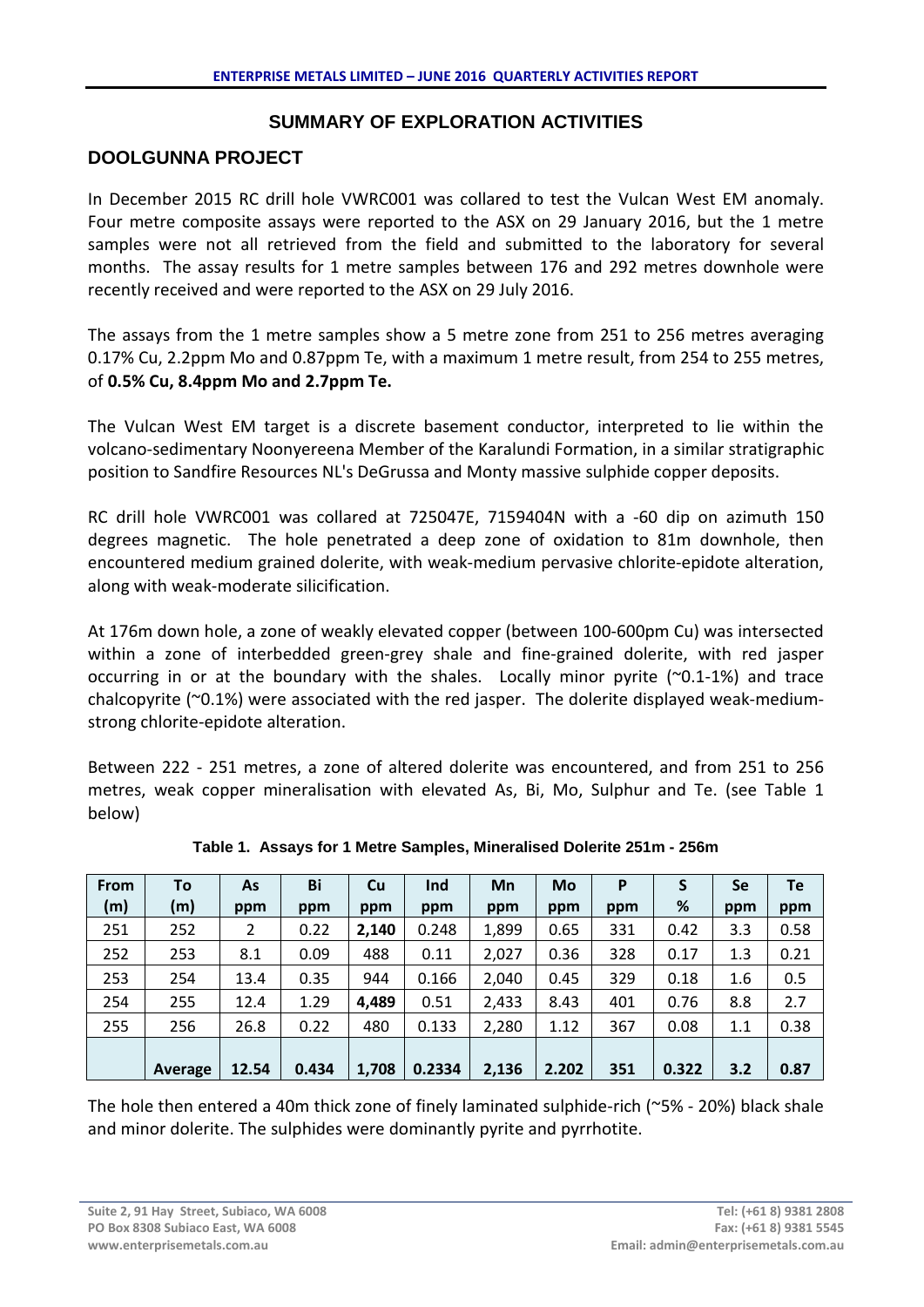## SUMMARY OF EXPLORATION ACTIVITIES

## DOOLGUNNA PROJECT

In December 2015 RC drill hole VWRC001 was collared to test the Vulcan West EM anomaly. Four metre composite assays were reported to the ASX on 29 January 2016, but the 1 metre samples were not all retrieved from the field and submitted to the laboratory for several months. The assay results for 1 metre samples between 176 and 292 metres downhole were recently received and were reported to the ASX on 29 July 2016.

The assays from the 1 metre samples show a 5 metre zone from 251 to 256 metres averaging 0.17% Cu, 2.2ppm Mo and 0.87ppm Te, with a maximum 1 metre result, from 254 to 255 metres, of **0.5% Cu, 8.4ppm Mo and 2.7ppm Te.**

The Vulcan West EM target is a discrete basement conductor, interpreted to lie within the volcano-sedimentary Noonyereena Member of the Karalundi Formation, in a similar stratigraphic position to Sandfire Resources NL's DeGrussa and Monty massive sulphide copper deposits.

RC drill hole VWRC001 was collared at 725047E, 7159404N with a -60 dip on azimuth 150 degrees magnetic. The hole penetrated a deep zone of oxidation to 81m downhole, then encountered medium grained dolerite, with weak-medium pervasive chlorite-epidote alteration, along with weak-moderate silicification.

At 176m down hole, a zone of weakly elevated copper (between 100-600pm Cu) was intersected within a zone of interbedded green-grey shale and fine-grained dolerite, with red jasper occurring in or at the boundary with the shales. Locally minor pyrite (~0.1-1%) and trace chalcopyrite (~0.1%) were associated with the red jasper. The dolerite displayed weak-medium-strong chlorite-epidote alteration.

Between 222 - 251 metres, a zone of altered dolerite was encountered, and from 251 to 256 metres, weak copper mineralisation with elevated As, Bi, Mo, Sulphur and Te. (see Table 1 below)

**Table 1. Assays for 1 Metre Samples, Mineralised Dolerite 251m - 256m**

| From (m) | To (m) | As ppm | Bi ppm | Cu ppm | Ind ppm | Mn ppm | Mo ppm | P ppm | S % | Se ppm | Te ppm |
|---|---|---|---|---|---|---|---|---|---|---|---|
| 251 | 252 | 2 | 0.22 | **2,140** | 0.248 | 1,899 | 0.65 | 331 | 0.42 | 3.3 | 0.58 |
| 252 | 253 | 8.1 | 0.09 | 488 | 0.11 | 2,027 | 0.36 | 328 | 0.17 | 1.3 | 0.21 |
| 253 | 254 | 13.4 | 0.35 | 944 | 0.166 | 2,040 | 0.45 | 329 | 0.18 | 1.6 | 0.5 |
| 254 | 255 | 12.4 | 1.29 | **4,489** | 0.51 | 2,433 | 8.43 | 401 | 0.76 | 8.8 | 2.7 |
| 255 | 256 | 26.8 | 0.22 | 480 | 0.133 | 2,280 | 1.12 | 367 | 0.08 | 1.1 | 0.38 |
| | **Average** | **12.54** | **0.434** | **1,708** | **0.2334** | **2,136** | **2.202** | **351** | **0.322** | **3.2** | **0.87** |

The hole then entered a 40m thick zone of finely laminated sulphide-rich (~5% - 20%) black shale and minor dolerite. The sulphides were dominantly pyrite and pyrrhotite.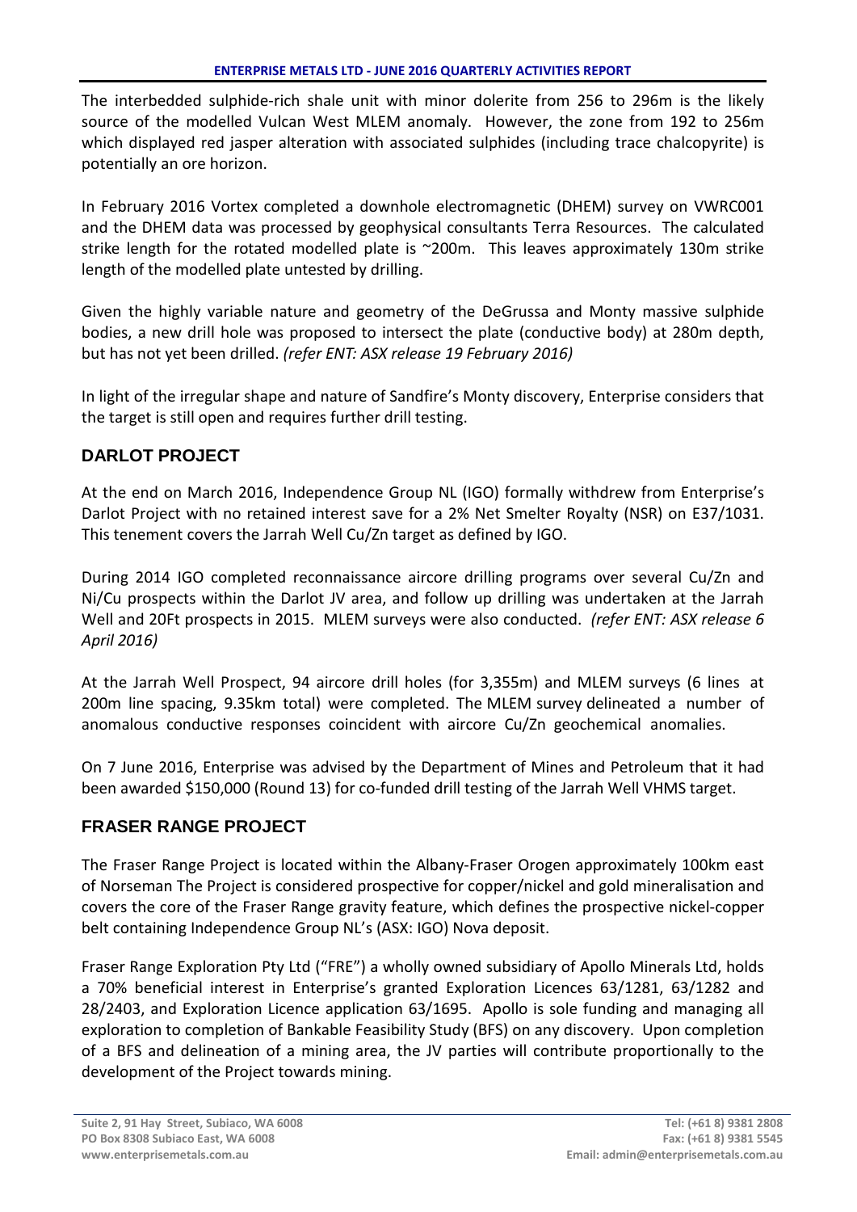The interbedded sulphide-rich shale unit with minor dolerite from 256 to 296m is the likely source of the modelled Vulcan West MLEM anomaly. However, the zone from 192 to 256m which displayed red jasper alteration with associated sulphides (including trace chalcopyrite) is potentially an ore horizon.

In February 2016 Vortex completed a downhole electromagnetic (DHEM) survey on VWRC001 and the DHEM data was processed by geophysical consultants Terra Resources. The calculated strike length for the rotated modelled plate is ~200m. This leaves approximately 130m strike length of the modelled plate untested by drilling.

Given the highly variable nature and geometry of the DeGrussa and Monty massive sulphide bodies, a new drill hole was proposed to intersect the plate (conductive body) at 280m depth, but has not yet been drilled. *(refer ENT: ASX release 19 February 2016)*

In light of the irregular shape and nature of Sandfire's Monty discovery, Enterprise considers that the target is still open and requires further drill testing.

## DARLOT PROJECT

At the end on March 2016, Independence Group NL (IGO) formally withdrew from Enterprise's Darlot Project with no retained interest save for a 2% Net Smelter Royalty (NSR) on E37/1031. This tenement covers the Jarrah Well Cu/Zn target as defined by IGO.

During 2014 IGO completed reconnaissance aircore drilling programs over several Cu/Zn and Ni/Cu prospects within the Darlot JV area, and follow up drilling was undertaken at the Jarrah Well and 20Ft prospects in 2015. MLEM surveys were also conducted. *(refer ENT: ASX release 6 April 2016)*

At the Jarrah Well Prospect, 94 aircore drill holes (for 3,355m) and MLEM surveys (6 lines at 200m line spacing, 9.35km total) were completed. The MLEM survey delineated a number of anomalous conductive responses coincident with aircore Cu/Zn geochemical anomalies.

On 7 June 2016, Enterprise was advised by the Department of Mines and Petroleum that it had been awarded $150,000 (Round 13) for co-funded drill testing of the Jarrah Well VHMS target.

## FRASER RANGE PROJECT

The Fraser Range Project is located within the Albany-Fraser Orogen approximately 100km east of Norseman The Project is considered prospective for copper/nickel and gold mineralisation and covers the core of the Fraser Range gravity feature, which defines the prospective nickel-copper belt containing Independence Group NL's (ASX: IGO) Nova deposit.

Fraser Range Exploration Pty Ltd ("FRE") a wholly owned subsidiary of Apollo Minerals Ltd, holds a 70% beneficial interest in Enterprise's granted Exploration Licences 63/1281, 63/1282 and 28/2403, and Exploration Licence application 63/1695. Apollo is sole funding and managing all exploration to completion of Bankable Feasibility Study (BFS) on any discovery. Upon completion of a BFS and delineation of a mining area, the JV parties will contribute proportionally to the development of the Project towards mining.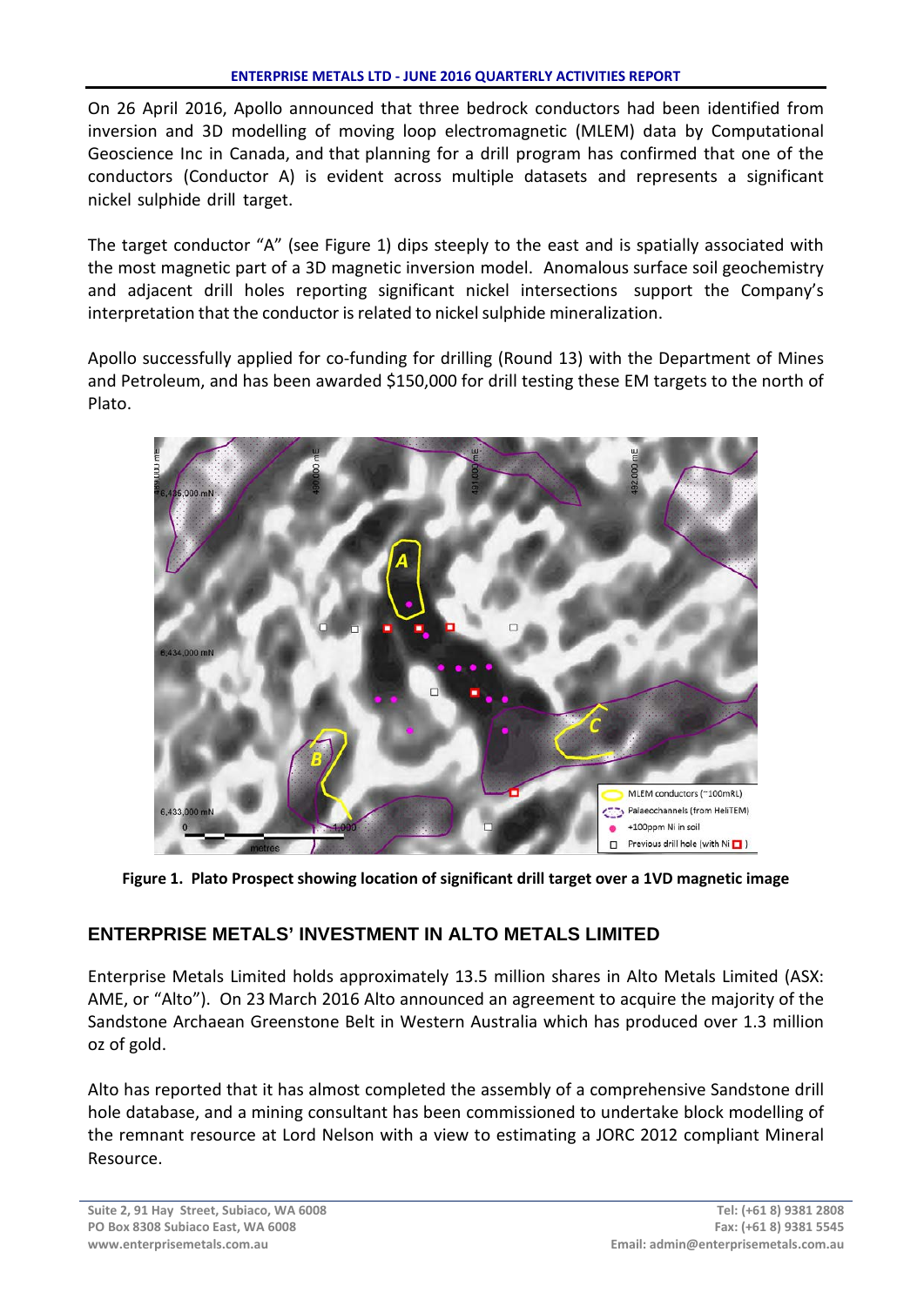On 26 April 2016, Apollo announced that three bedrock conductors had been identified from inversion and 3D modelling of moving loop electromagnetic (MLEM) data by Computational Geoscience Inc in Canada, and that planning for a drill program has confirmed that one of the conductors (Conductor A) is evident across multiple datasets and represents a significant nickel sulphide drill target.

The target conductor "A" (see Figure 1) dips steeply to the east and is spatially associated with the most magnetic part of a 3D magnetic inversion model. Anomalous surface soil geochemistry and adjacent drill holes reporting significant nickel intersections support the Company's interpretation that the conductor is related to nickel sulphide mineralization.

Apollo successfully applied for co-funding for drilling (Round 13) with the Department of Mines and Petroleum, and has been awarded $150,000 for drill testing these EM targets to the north of Plato.

**Figure 1. Plato Prospect showing location of significant drill target over a 1VD magnetic image**

## ENTERPRISE METALS' INVESTMENT IN ALTO METALS LIMITED

Enterprise Metals Limited holds approximately 13.5 million shares in Alto Metals Limited (ASX: AME, or "Alto"). On 23 March 2016 Alto announced an agreement to acquire the majority of the Sandstone Archaean Greenstone Belt in Western Australia which has produced over 1.3 million oz of gold.

Alto has reported that it has almost completed the assembly of a comprehensive Sandstone drill hole database, and a mining consultant has been commissioned to undertake block modelling of the remnant resource at Lord Nelson with a view to estimating a JORC 2012 compliant Mineral Resource.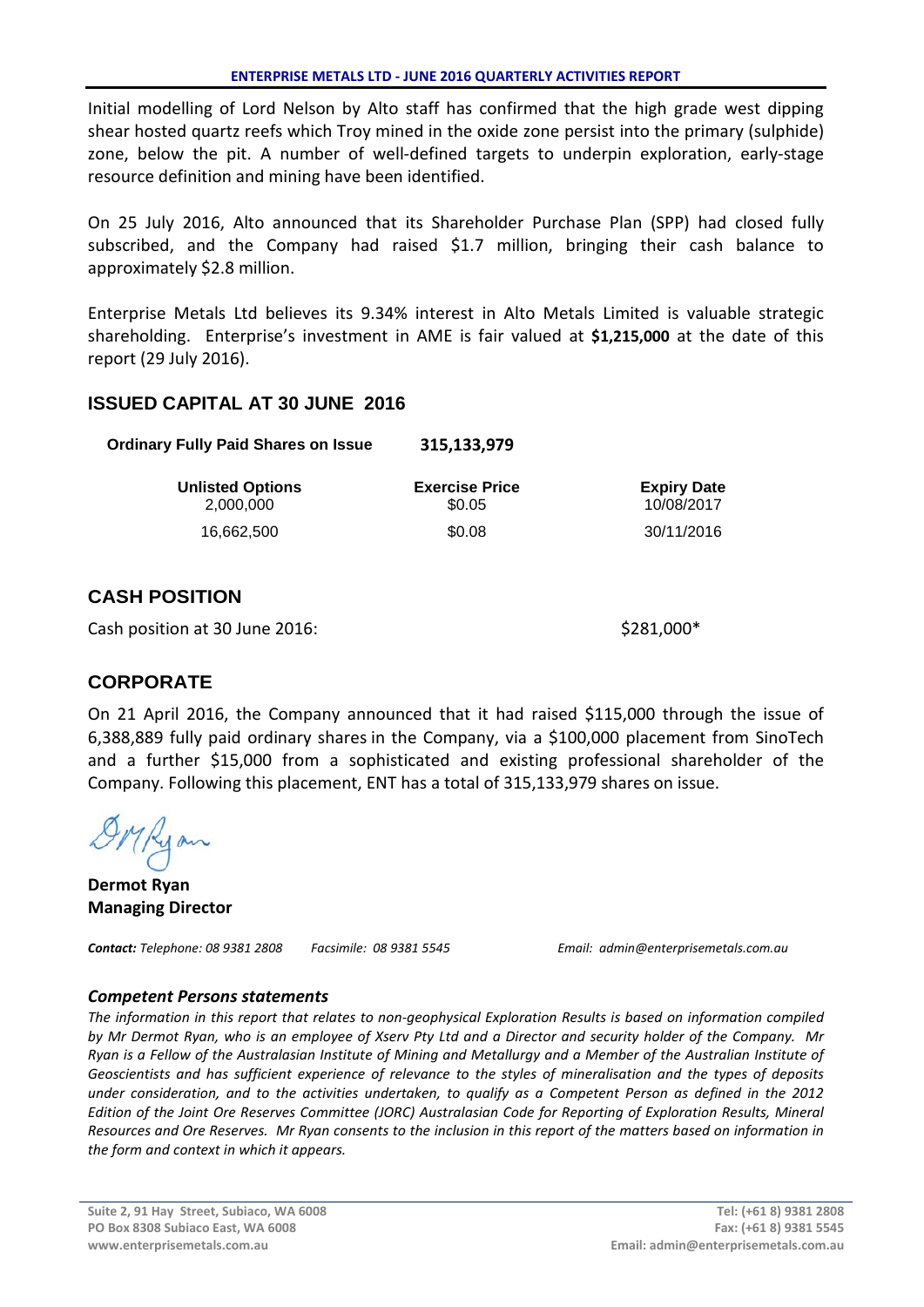Initial modelling of Lord Nelson by Alto staff has confirmed that the high grade west dipping shear hosted quartz reefs which Troy mined in the oxide zone persist into the primary (sulphide) zone, below the pit. A number of well-defined targets to underpin exploration, early-stage resource definition and mining have been identified.

On 25 July 2016, Alto announced that its Shareholder Purchase Plan (SPP) had closed fully subscribed, and the Company had raised $1.7 million, bringing their cash balance to approximately $2.8 million.

Enterprise Metals Ltd believes its 9.34% interest in Alto Metals Limited is valuable strategic shareholding. Enterprise's investment in AME is fair valued at **$1,215,000** at the date of this report (29 July 2016).

## ISSUED CAPITAL AT 30 JUNE 2016

**Ordinary Fully Paid Shares on Issue** **315,133,979**

| Unlisted Options | Exercise Price | Expiry Date |
|---|---|---|
| 2,000,000 | $0.05 | 10/08/2017 |
| 16,662,500 | $0.08 | 30/11/2016 |

## CASH POSITION

Cash position at 30 June 2016: $281,000*

## CORPORATE

On 21 April 2016, the Company announced that it had raised $115,000 through the issue of 6,388,889 fully paid ordinary shares in the Company, via a $100,000 placement from SinoTech and a further $15,000 from a sophisticated and existing professional shareholder of the Company. Following this placement, ENT has a total of 315,133,979 shares on issue.

**Dermot Ryan**
**Managing Director**

***Contact:*** *Telephone: 08 9381 2808* *Facsimile: 08 9381 5545* *Email: admin@enterprisemetals.com.au*

### *Competent Persons statements*

*The information in this report that relates to non-geophysical Exploration Results is based on information compiled by Mr Dermot Ryan, who is an employee of Xserv Pty Ltd and a Director and security holder of the Company. Mr Ryan is a Fellow of the Australasian Institute of Mining and Metallurgy and a Member of the Australian Institute of Geoscientists and has sufficient experience of relevance to the styles of mineralisation and the types of deposits under consideration, and to the activities undertaken, to qualify as a Competent Person as defined in the 2012 Edition of the Joint Ore Reserves Committee (JORC) Australasian Code for Reporting of Exploration Results, Mineral Resources and Ore Reserves. Mr Ryan consents to the inclusion in this report of the matters based on information in the form and context in which it appears.*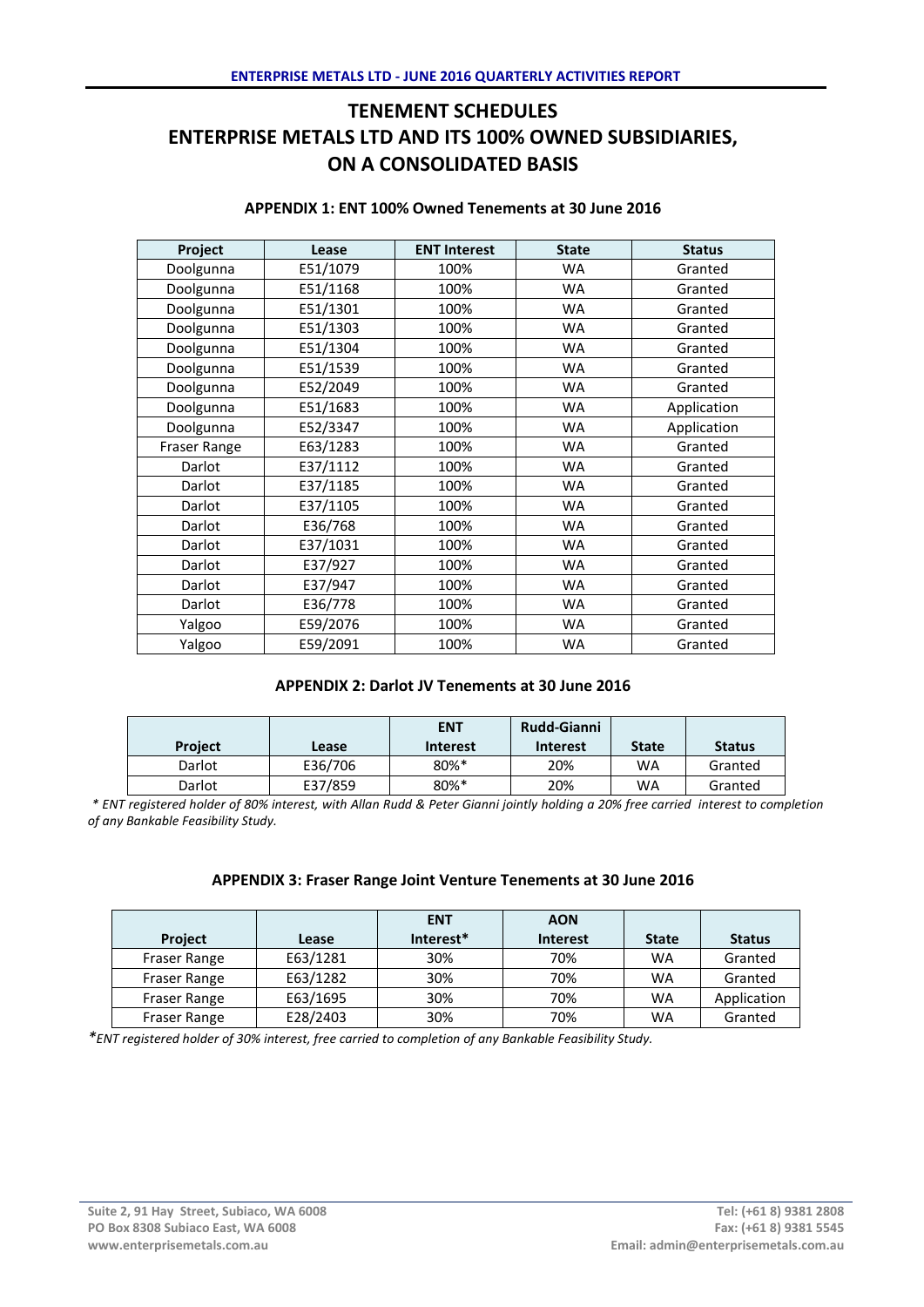# TENEMENT SCHEDULES
# ENTERPRISE METALS LTD AND ITS 100% OWNED SUBSIDIARIES, ON A CONSOLIDATED BASIS

### APPENDIX 1: ENT 100% Owned Tenements at 30 June 2016

| Project | Lease | ENT Interest | State | Status |
|---|---|---|---|---|
| Doolgunna | E51/1079 | 100% | WA | Granted |
| Doolgunna | E51/1168 | 100% | WA | Granted |
| Doolgunna | E51/1301 | 100% | WA | Granted |
| Doolgunna | E51/1303 | 100% | WA | Granted |
| Doolgunna | E51/1304 | 100% | WA | Granted |
| Doolgunna | E51/1539 | 100% | WA | Granted |
| Doolgunna | E52/2049 | 100% | WA | Granted |
| Doolgunna | E51/1683 | 100% | WA | Application |
| Doolgunna | E52/3347 | 100% | WA | Application |
| Fraser Range | E63/1283 | 100% | WA | Granted |
| Darlot | E37/1112 | 100% | WA | Granted |
| Darlot | E37/1185 | 100% | WA | Granted |
| Darlot | E37/1105 | 100% | WA | Granted |
| Darlot | E36/768 | 100% | WA | Granted |
| Darlot | E37/1031 | 100% | WA | Granted |
| Darlot | E37/927 | 100% | WA | Granted |
| Darlot | E37/947 | 100% | WA | Granted |
| Darlot | E36/778 | 100% | WA | Granted |
| Yalgoo | E59/2076 | 100% | WA | Granted |
| Yalgoo | E59/2091 | 100% | WA | Granted |

### APPENDIX 2: Darlot JV Tenements at 30 June 2016

| Project | Lease | ENT Interest | Rudd-Gianni Interest | State | Status |
|---|---|---|---|---|---|
| Darlot | E36/706 | 80%* | 20% | WA | Granted |
| Darlot | E37/859 | 80%* | 20% | WA | Granted |

*\* ENT registered holder of 80% interest, with Allan Rudd & Peter Gianni jointly holding a 20% free carried interest to completion of any Bankable Feasibility Study.*

### APPENDIX 3: Fraser Range Joint Venture Tenements at 30 June 2016

| Project | Lease | ENT Interest* | AON Interest | State | Status |
|---|---|---|---|---|---|
| Fraser Range | E63/1281 | 30% | 70% | WA | Granted |
| Fraser Range | E63/1282 | 30% | 70% | WA | Granted |
| Fraser Range | E63/1695 | 30% | 70% | WA | Application |
| Fraser Range | E28/2403 | 30% | 70% | WA | Granted |

*\*ENT registered holder of 30% interest, free carried to completion of any Bankable Feasibility Study.*